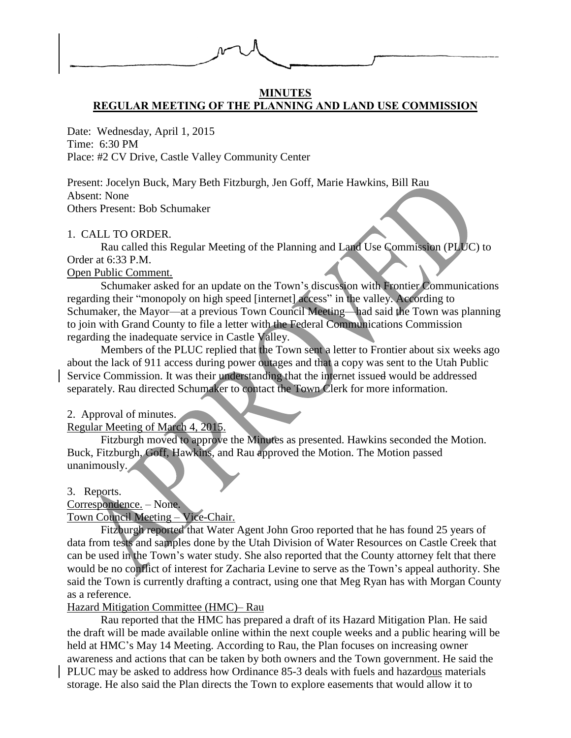## MINUTES

## REGULAR MEETING OF THE PLANNING AND LAND USE COMMISSION

Date: Wednesday, April 1, 2015
Time: 6:30 PM
Place: #2 CV Drive, Castle Valley Community Center

Present: Jocelyn Buck, Mary Beth Fitzburgh, Jen Goff, Marie Hawkins, Bill Rau
Absent: None
Others Present: Bob Schumaker

1. CALL TO ORDER.

Rau called this Regular Meeting of the Planning and Land Use Commission (PLUC) to Order at 6:33 P.M.

Open Public Comment.

Schumaker asked for an update on the Town's discussion with Frontier Communications regarding their "monopoly on high speed [internet] access" in the valley. According to Schumaker, the Mayor—at a previous Town Council Meeting—had said the Town was planning to join with Grand County to file a letter with the Federal Communications Commission regarding the inadequate service in Castle Valley.

Members of the PLUC replied that the Town sent a letter to Frontier about six weeks ago about the lack of 911 access during power outages and that a copy was sent to the Utah Public Service Commission. It was their understanding that the internet issued would be addressed separately. Rau directed Schumaker to contact the Town Clerk for more information.

2. Approval of minutes.

Regular Meeting of March 4, 2015.

Fitzburgh moved to approve the Minutes as presented. Hawkins seconded the Motion. Buck, Fitzburgh, Goff, Hawkins, and Rau approved the Motion. The Motion passed unanimously.

3. Reports.

Correspondence. – None.

Town Council Meeting – Vice-Chair.

Fitzburgh reported that Water Agent John Groo reported that he has found 25 years of data from tests and samples done by the Utah Division of Water Resources on Castle Creek that can be used in the Town's water study. She also reported that the County attorney felt that there would be no conflict of interest for Zacharia Levine to serve as the Town's appeal authority. She said the Town is currently drafting a contract, using one that Meg Ryan has with Morgan County as a reference.

Hazard Mitigation Committee (HMC)– Rau

Rau reported that the HMC has prepared a draft of its Hazard Mitigation Plan. He said the draft will be made available online within the next couple weeks and a public hearing will be held at HMC's May 14 Meeting. According to Rau, the Plan focuses on increasing owner awareness and actions that can be taken by both owners and the Town government. He said the PLUC may be asked to address how Ordinance 85-3 deals with fuels and hazardous materials storage. He also said the Plan directs the Town to explore easements that would allow it to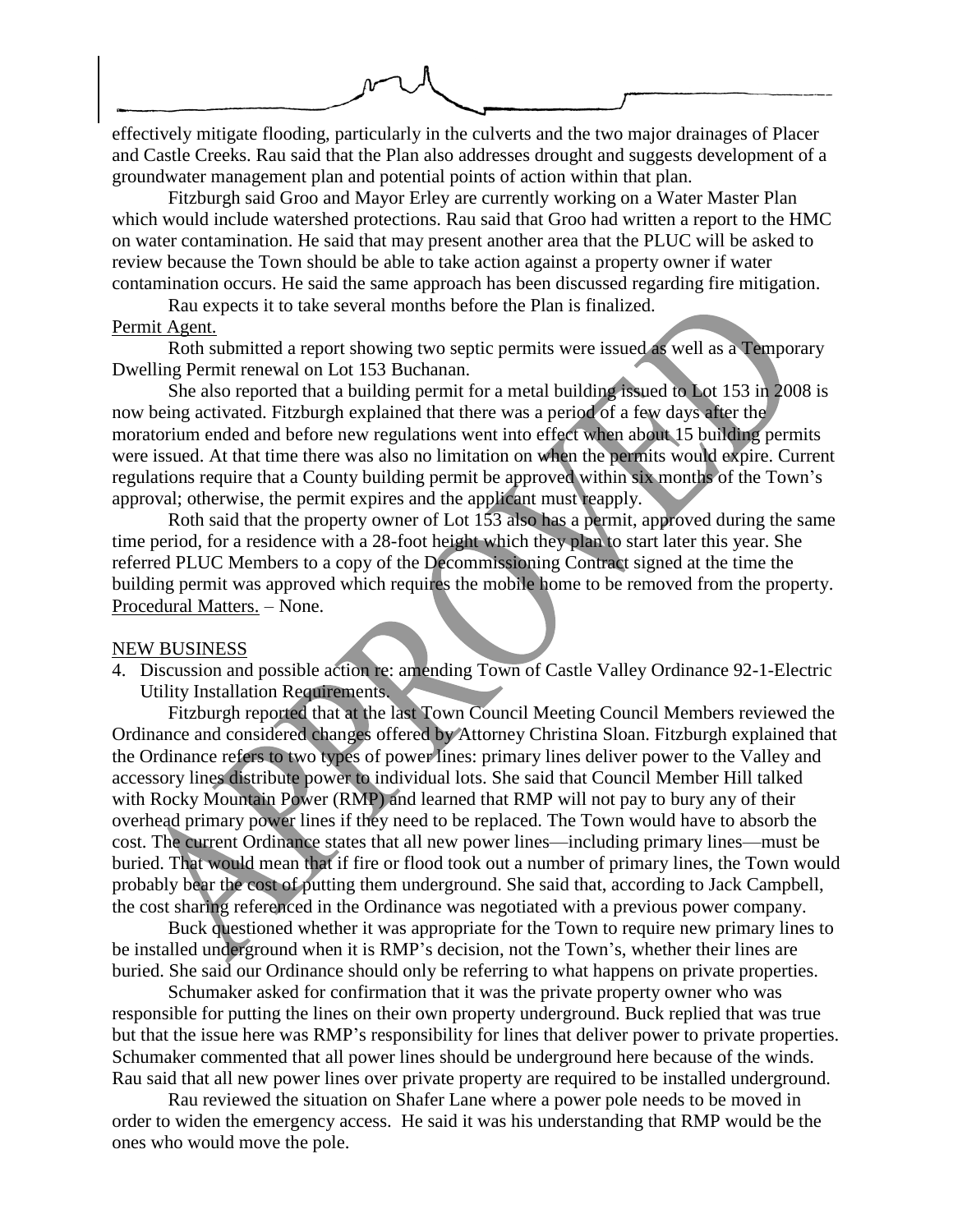effectively mitigate flooding, particularly in the culverts and the two major drainages of Placer and Castle Creeks. Rau said that the Plan also addresses drought and suggests development of a groundwater management plan and potential points of action within that plan.

Fitzburgh said Groo and Mayor Erley are currently working on a Water Master Plan which would include watershed protections. Rau said that Groo had written a report to the HMC on water contamination. He said that may present another area that the PLUC will be asked to review because the Town should be able to take action against a property owner if water contamination occurs. He said the same approach has been discussed regarding fire mitigation.

Rau expects it to take several months before the Plan is finalized.

Permit Agent.

Roth submitted a report showing two septic permits were issued as well as a Temporary Dwelling Permit renewal on Lot 153 Buchanan.

She also reported that a building permit for a metal building issued to Lot 153 in 2008 is now being activated. Fitzburgh explained that there was a period of a few days after the moratorium ended and before new regulations went into effect when about 15 building permits were issued. At that time there was also no limitation on when the permits would expire. Current regulations require that a County building permit be approved within six months of the Town's approval; otherwise, the permit expires and the applicant must reapply.

Roth said that the property owner of Lot 153 also has a permit, approved during the same time period, for a residence with a 28-foot height which they plan to start later this year. She referred PLUC Members to a copy of the Decommissioning Contract signed at the time the building permit was approved which requires the mobile home to be removed from the property.

Procedural Matters. – None.

NEW BUSINESS

4. Discussion and possible action re: amending Town of Castle Valley Ordinance 92-1-Electric Utility Installation Requirements.

Fitzburgh reported that at the last Town Council Meeting Council Members reviewed the Ordinance and considered changes offered by Attorney Christina Sloan. Fitzburgh explained that the Ordinance refers to two types of power lines: primary lines deliver power to the Valley and accessory lines distribute power to individual lots. She said that Council Member Hill talked with Rocky Mountain Power (RMP) and learned that RMP will not pay to bury any of their overhead primary power lines if they need to be replaced. The Town would have to absorb the cost. The current Ordinance states that all new power lines—including primary lines—must be buried. That would mean that if fire or flood took out a number of primary lines, the Town would probably bear the cost of putting them underground. She said that, according to Jack Campbell, the cost sharing referenced in the Ordinance was negotiated with a previous power company.

Buck questioned whether it was appropriate for the Town to require new primary lines to be installed underground when it is RMP's decision, not the Town's, whether their lines are buried. She said our Ordinance should only be referring to what happens on private properties.

Schumaker asked for confirmation that it was the private property owner who was responsible for putting the lines on their own property underground. Buck replied that was true but that the issue here was RMP's responsibility for lines that deliver power to private properties. Schumaker commented that all power lines should be underground here because of the winds. Rau said that all new power lines over private property are required to be installed underground.

Rau reviewed the situation on Shafer Lane where a power pole needs to be moved in order to widen the emergency access. He said it was his understanding that RMP would be the ones who would move the pole.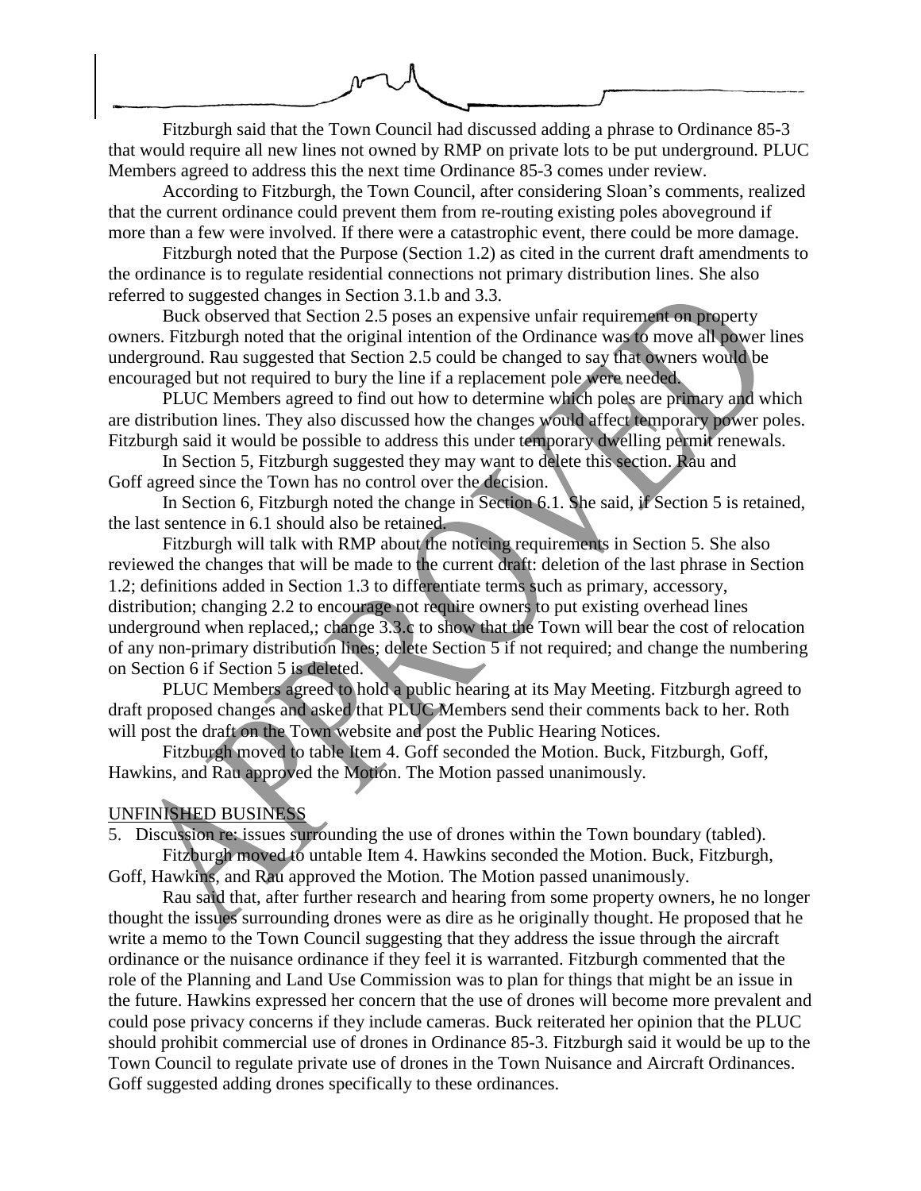Fitzburgh said that the Town Council had discussed adding a phrase to Ordinance 85-3 that would require all new lines not owned by RMP on private lots to be put underground. PLUC Members agreed to address this the next time Ordinance 85-3 comes under review.

According to Fitzburgh, the Town Council, after considering Sloan's comments, realized that the current ordinance could prevent them from re-routing existing poles aboveground if more than a few were involved. If there were a catastrophic event, there could be more damage.

Fitzburgh noted that the Purpose (Section 1.2) as cited in the current draft amendments to the ordinance is to regulate residential connections not primary distribution lines. She also referred to suggested changes in Section 3.1.b and 3.3.

Buck observed that Section 2.5 poses an expensive unfair requirement on property owners. Fitzburgh noted that the original intention of the Ordinance was to move all power lines underground. Rau suggested that Section 2.5 could be changed to say that owners would be encouraged but not required to bury the line if a replacement pole were needed.

PLUC Members agreed to find out how to determine which poles are primary and which are distribution lines. They also discussed how the changes would affect temporary power poles. Fitzburgh said it would be possible to address this under temporary dwelling permit renewals.

In Section 5, Fitzburgh suggested they may want to delete this section. Rau and Goff agreed since the Town has no control over the decision.

In Section 6, Fitzburgh noted the change in Section 6.1. She said, if Section 5 is retained, the last sentence in 6.1 should also be retained.

Fitzburgh will talk with RMP about the noticing requirements in Section 5. She also reviewed the changes that will be made to the current draft: deletion of the last phrase in Section 1.2; definitions added in Section 1.3 to differentiate terms such as primary, accessory, distribution; changing 2.2 to encourage not require owners to put existing overhead lines underground when replaced,; change 3.3.c to show that the Town will bear the cost of relocation of any non-primary distribution lines; delete Section 5 if not required; and change the numbering on Section 6 if Section 5 is deleted.

PLUC Members agreed to hold a public hearing at its May Meeting. Fitzburgh agreed to draft proposed changes and asked that PLUC Members send their comments back to her. Roth will post the draft on the Town website and post the Public Hearing Notices.

Fitzburgh moved to table Item 4. Goff seconded the Motion. Buck, Fitzburgh, Goff, Hawkins, and Rau approved the Motion. The Motion passed unanimously.

<u>UNFINISHED BUSINESS</u>

5. Discussion re: issues surrounding the use of drones within the Town boundary (tabled).

Fitzburgh moved to untable Item 4. Hawkins seconded the Motion. Buck, Fitzburgh, Goff, Hawkins, and Rau approved the Motion. The Motion passed unanimously.

Rau said that, after further research and hearing from some property owners, he no longer thought the issues surrounding drones were as dire as he originally thought. He proposed that he write a memo to the Town Council suggesting that they address the issue through the aircraft ordinance or the nuisance ordinance if they feel it is warranted. Fitzburgh commented that the role of the Planning and Land Use Commission was to plan for things that might be an issue in the future. Hawkins expressed her concern that the use of drones will become more prevalent and could pose privacy concerns if they include cameras. Buck reiterated her opinion that the PLUC should prohibit commercial use of drones in Ordinance 85-3. Fitzburgh said it would be up to the Town Council to regulate private use of drones in the Town Nuisance and Aircraft Ordinances. Goff suggested adding drones specifically to these ordinances.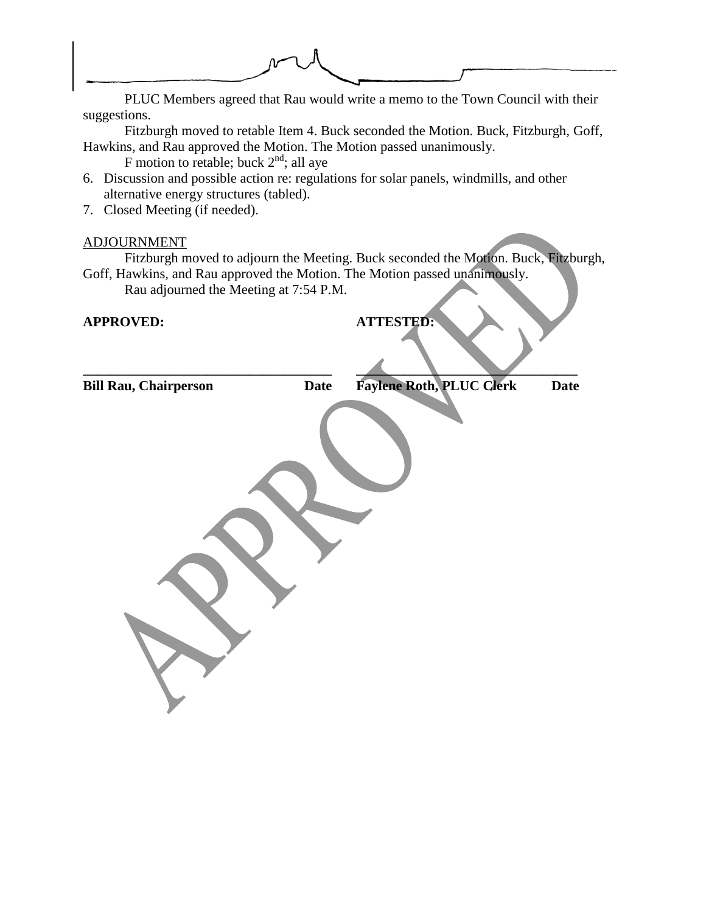PLUC Members agreed that Rau would write a memo to the Town Council with their suggestions.

Fitzburgh moved to retable Item 4. Buck seconded the Motion. Buck, Fitzburgh, Goff, Hawkins, and Rau approved the Motion. The Motion passed unanimously.

F motion to retable; buck 2nd; all aye

6. Discussion and possible action re: regulations for solar panels, windmills, and other alternative energy structures (tabled).
7. Closed Meeting (if needed).

ADJOURNMENT

Fitzburgh moved to adjourn the Meeting. Buck seconded the Motion. Buck, Fitzburgh, Goff, Hawkins, and Rau approved the Motion. The Motion passed unanimously.

Rau adjourned the Meeting at 7:54 P.M.

**APPROVED:** **ATTESTED:**

______________________________ ______________________________

**Bill Rau, Chairperson Date** **Faylene Roth, PLUC Clerk Date**

APPROVED